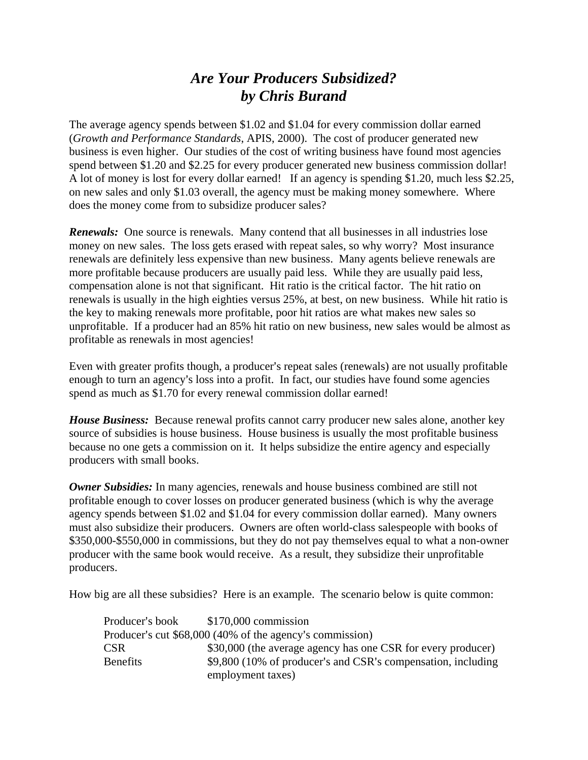# *Are Your Producers Subsidized?*
# *by Chris Burand*

The average agency spends between $1.02 and $1.04 for every commission dollar earned (*Growth and Performance Standards*, APIS, 2000). The cost of producer generated new business is even higher. Our studies of the cost of writing business have found most agencies spend between $1.20 and $2.25 for every producer generated new business commission dollar! A lot of money is lost for every dollar earned! If an agency is spending $1.20, much less $2.25, on new sales and only $1.03 overall, the agency must be making money somewhere. Where does the money come from to subsidize producer sales?

***Renewals:*** One source is renewals. Many contend that all businesses in all industries lose money on new sales. The loss gets erased with repeat sales, so why worry? Most insurance renewals are definitely less expensive than new business. Many agents believe renewals are more profitable because producers are usually paid less. While they are usually paid less, compensation alone is not that significant. Hit ratio is the critical factor. The hit ratio on renewals is usually in the high eighties versus 25%, at best, on new business. While hit ratio is the key to making renewals more profitable, poor hit ratios are what makes new sales so unprofitable. If a producer had an 85% hit ratio on new business, new sales would be almost as profitable as renewals in most agencies!

Even with greater profits though, a producer's repeat sales (renewals) are not usually profitable enough to turn an agency's loss into a profit. In fact, our studies have found some agencies spend as much as $1.70 for every renewal commission dollar earned!

***House Business:*** Because renewal profits cannot carry producer new sales alone, another key source of subsidies is house business. House business is usually the most profitable business because no one gets a commission on it. It helps subsidize the entire agency and especially producers with small books.

***Owner Subsidies:*** In many agencies, renewals and house business combined are still not profitable enough to cover losses on producer generated business (which is why the average agency spends between $1.02 and $1.04 for every commission dollar earned). Many owners must also subsidize their producers. Owners are often world-class salespeople with books of $350,000-$550,000 in commissions, but they do not pay themselves equal to what a non-owner producer with the same book would receive. As a result, they subsidize their unprofitable producers.

How big are all these subsidies? Here is an example. The scenario below is quite common:

| | |
|---|---|
| Producer's book | $170,000 commission |
| Producer's cut | $68,000 (40% of the agency's commission) |
| CSR | $30,000 (the average agency has one CSR for every producer) |
| Benefits | $9,800 (10% of producer's and CSR's compensation, including employment taxes) |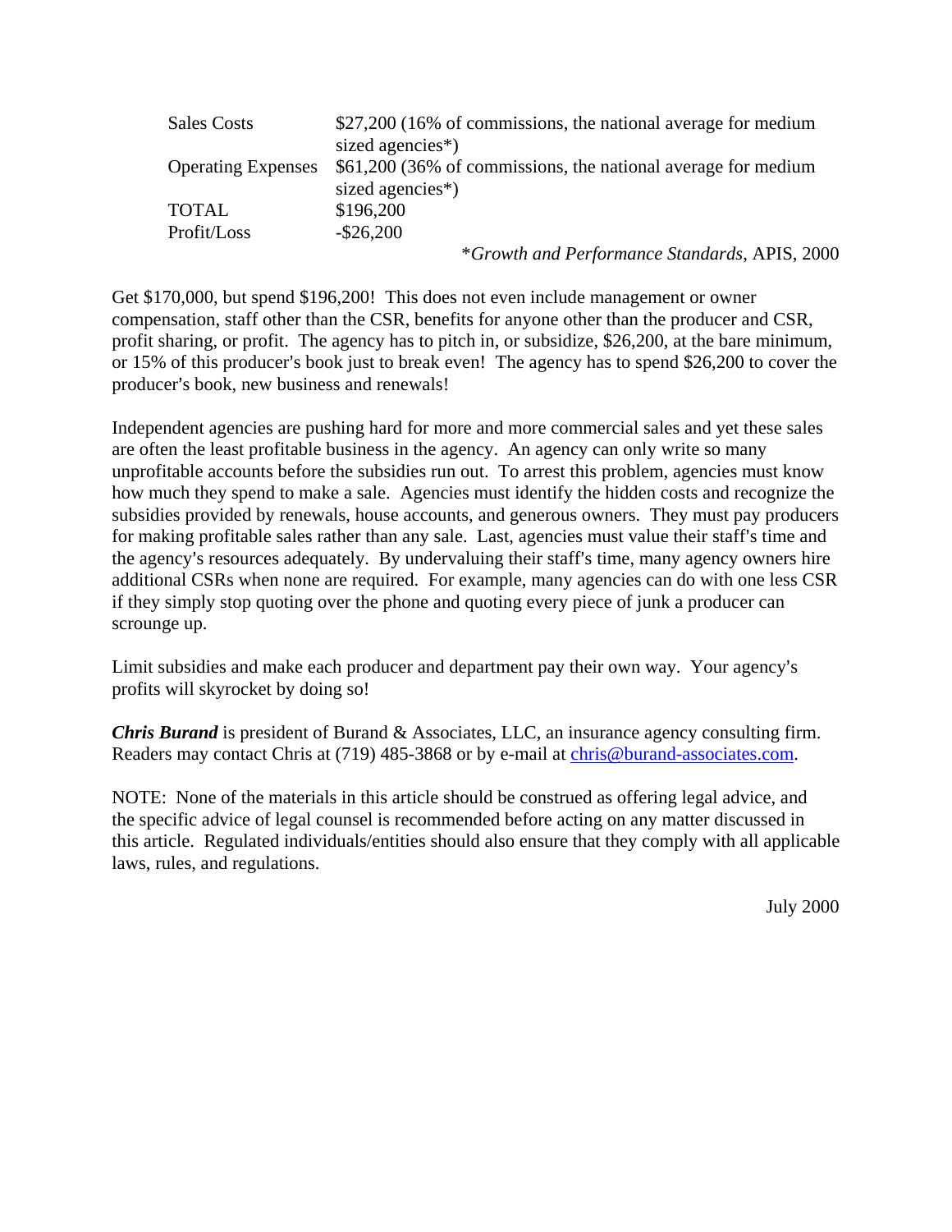| | |
|---|---|
| Sales Costs | $27,200 (16% of commissions, the national average for medium sized agencies*) |
| Operating Expenses | $61,200 (36% of commissions, the national average for medium sized agencies*) |
| TOTAL | $196,200 |
| Profit/Loss | -$26,200 |

*Growth and Performance Standards*, APIS, 2000

Get $170,000, but spend $196,200! This does not even include management or owner compensation, staff other than the CSR, benefits for anyone other than the producer and CSR, profit sharing, or profit. The agency has to pitch in, or subsidize, $26,200, at the bare minimum, or 15% of this producer's book just to break even! The agency has to spend $26,200 to cover the producer's book, new business and renewals!

Independent agencies are pushing hard for more and more commercial sales and yet these sales are often the least profitable business in the agency. An agency can only write so many unprofitable accounts before the subsidies run out. To arrest this problem, agencies must know how much they spend to make a sale. Agencies must identify the hidden costs and recognize the subsidies provided by renewals, house accounts, and generous owners. They must pay producers for making profitable sales rather than any sale. Last, agencies must value their staff's time and the agency's resources adequately. By undervaluing their staff's time, many agency owners hire additional CSRs when none are required. For example, many agencies can do with one less CSR if they simply stop quoting over the phone and quoting every piece of junk a producer can scrounge up.

Limit subsidies and make each producer and department pay their own way. Your agency's profits will skyrocket by doing so!

***Chris Burand*** is president of Burand & Associates, LLC, an insurance agency consulting firm. Readers may contact Chris at (719) 485-3868 or by e-mail at chris@burand-associates.com.

NOTE: None of the materials in this article should be construed as offering legal advice, and the specific advice of legal counsel is recommended before acting on any matter discussed in this article. Regulated individuals/entities should also ensure that they comply with all applicable laws, rules, and regulations.

July 2000